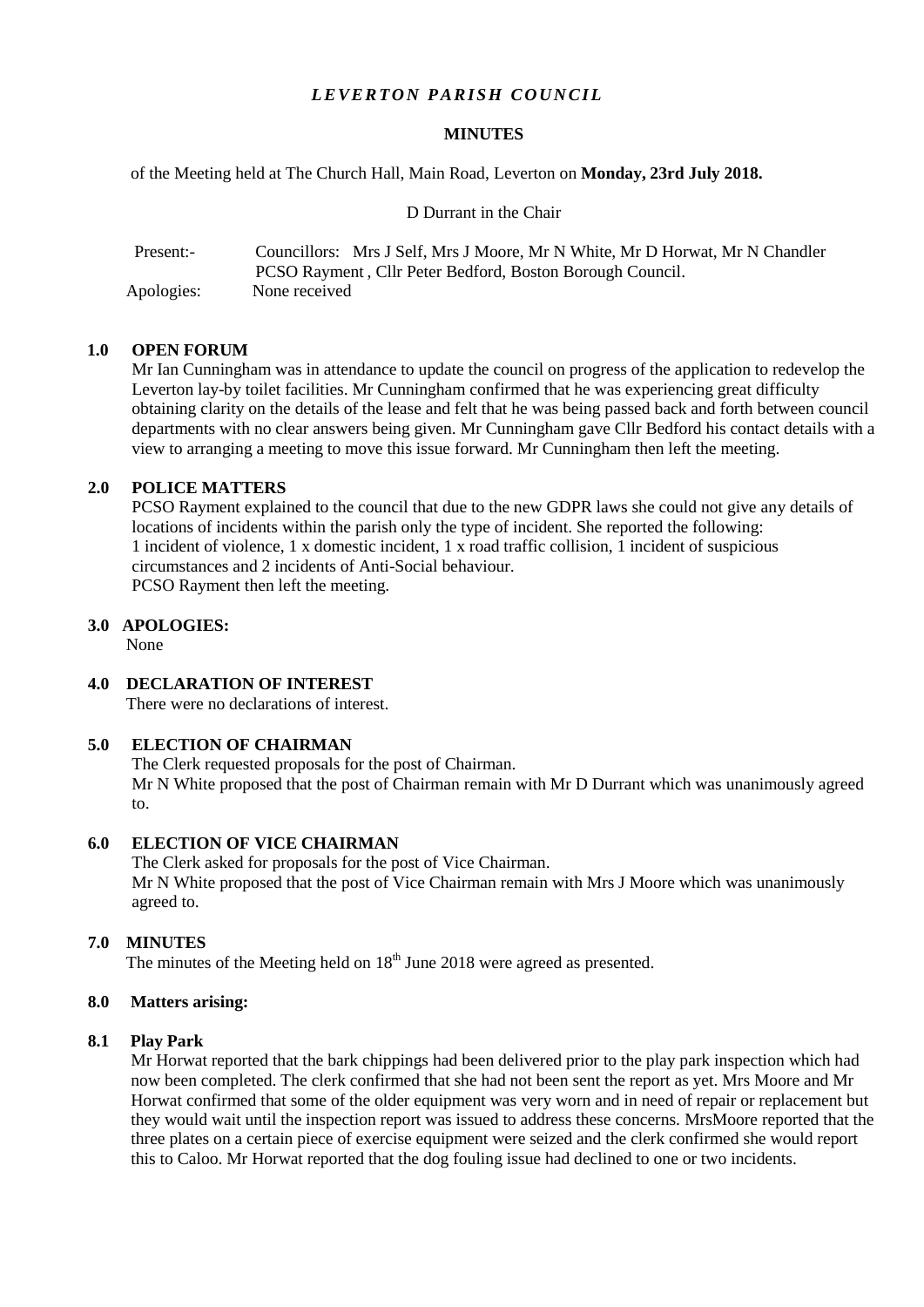# *LEVERTON PARISH COUNCIL*

## MINUTES

of the Meeting held at The Church Hall, Main Road, Leverton on **Monday, 23rd July 2018.**

D Durrant in the Chair

Present:- Councillors: Mrs J Self, Mrs J Moore, Mr N White, Mr D Horwat, Mr N Chandler
PCSO Rayment , Cllr Peter Bedford, Boston Borough Council.

Apologies: None received

### 1.0 OPEN FORUM

Mr Ian Cunningham was in attendance to update the council on progress of the application to redevelop the Leverton lay-by toilet facilities. Mr Cunningham confirmed that he was experiencing great difficulty obtaining clarity on the details of the lease and felt that he was being passed back and forth between council departments with no clear answers being given. Mr Cunningham gave Cllr Bedford his contact details with a view to arranging a meeting to move this issue forward. Mr Cunningham then left the meeting.

### 2.0 POLICE MATTERS

PCSO Rayment explained to the council that due to the new GDPR laws she could not give any details of locations of incidents within the parish only the type of incident. She reported the following:
1 incident of violence, 1 x domestic incident, 1 x road traffic collision, 1 incident of suspicious circumstances and 2 incidents of Anti-Social behaviour.
PCSO Rayment then left the meeting.

### 3.0 APOLOGIES:

None

### 4.0 DECLARATION OF INTEREST

There were no declarations of interest.

### 5.0 ELECTION OF CHAIRMAN

The Clerk requested proposals for the post of Chairman.
Mr N White proposed that the post of Chairman remain with Mr D Durrant which was unanimously agreed to.

### 6.0 ELECTION OF VICE CHAIRMAN

The Clerk asked for proposals for the post of Vice Chairman.
Mr N White proposed that the post of Vice Chairman remain with Mrs J Moore which was unanimously agreed to.

### 7.0 MINUTES

The minutes of the Meeting held on 18th June 2018 were agreed as presented.

### 8.0 Matters arising:

#### 8.1 Play Park

Mr Horwat reported that the bark chippings had been delivered prior to the play park inspection which had now been completed. The clerk confirmed that she had not been sent the report as yet. Mrs Moore and Mr Horwat confirmed that some of the older equipment was very worn and in need of repair or replacement but they would wait until the inspection report was issued to address these concerns. MrsMoore reported that the three plates on a certain piece of exercise equipment were seized and the clerk confirmed she would report this to Caloo. Mr Horwat reported that the dog fouling issue had declined to one or two incidents.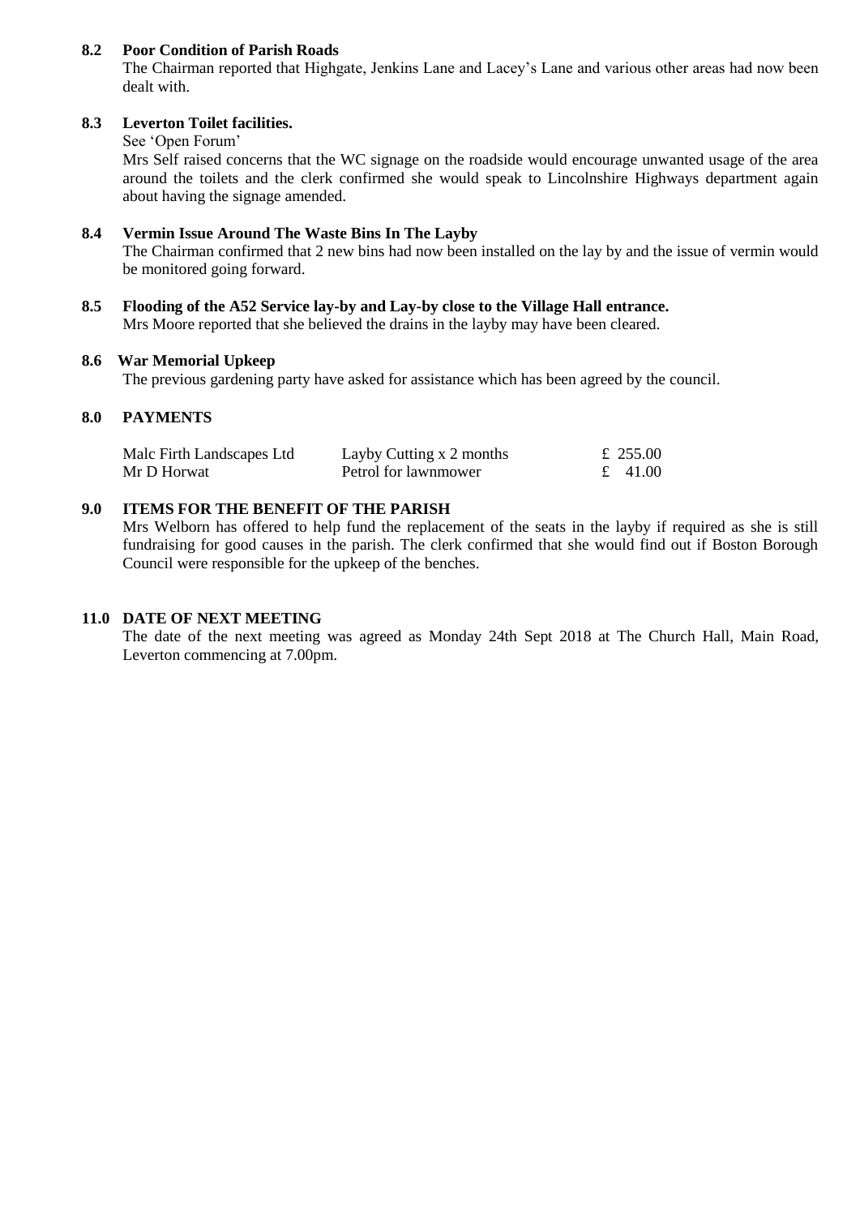**8.2 Poor Condition of Parish Roads**

The Chairman reported that Highgate, Jenkins Lane and Lacey's Lane and various other areas had now been dealt with.

**8.3 Leverton Toilet facilities.**

See 'Open Forum'

Mrs Self raised concerns that the WC signage on the roadside would encourage unwanted usage of the area around the toilets and the clerk confirmed she would speak to Lincolnshire Highways department again about having the signage amended.

**8.4 Vermin Issue Around The Waste Bins In The Layby**

The Chairman confirmed that 2 new bins had now been installed on the lay by and the issue of vermin would be monitored going forward.

**8.5 Flooding of the A52 Service lay-by and Lay-by close to the Village Hall entrance.**

Mrs Moore reported that she believed the drains in the layby may have been cleared.

**8.6 War Memorial Upkeep**

The previous gardening party have asked for assistance which has been agreed by the council.

**8.0 PAYMENTS**

| | | |
|---|---|---|
| Malc Firth Landscapes Ltd | Layby Cutting x 2 months | £ 255.00 |
| Mr D Horwat | Petrol for lawnmower | £ 41.00 |

**9.0 ITEMS FOR THE BENEFIT OF THE PARISH**

Mrs Welborn has offered to help fund the replacement of the seats in the layby if required as she is still fundraising for good causes in the parish. The clerk confirmed that she would find out if Boston Borough Council were responsible for the upkeep of the benches.

**11.0 DATE OF NEXT MEETING**

The date of the next meeting was agreed as Monday 24th Sept 2018 at The Church Hall, Main Road, Leverton commencing at 7.00pm.